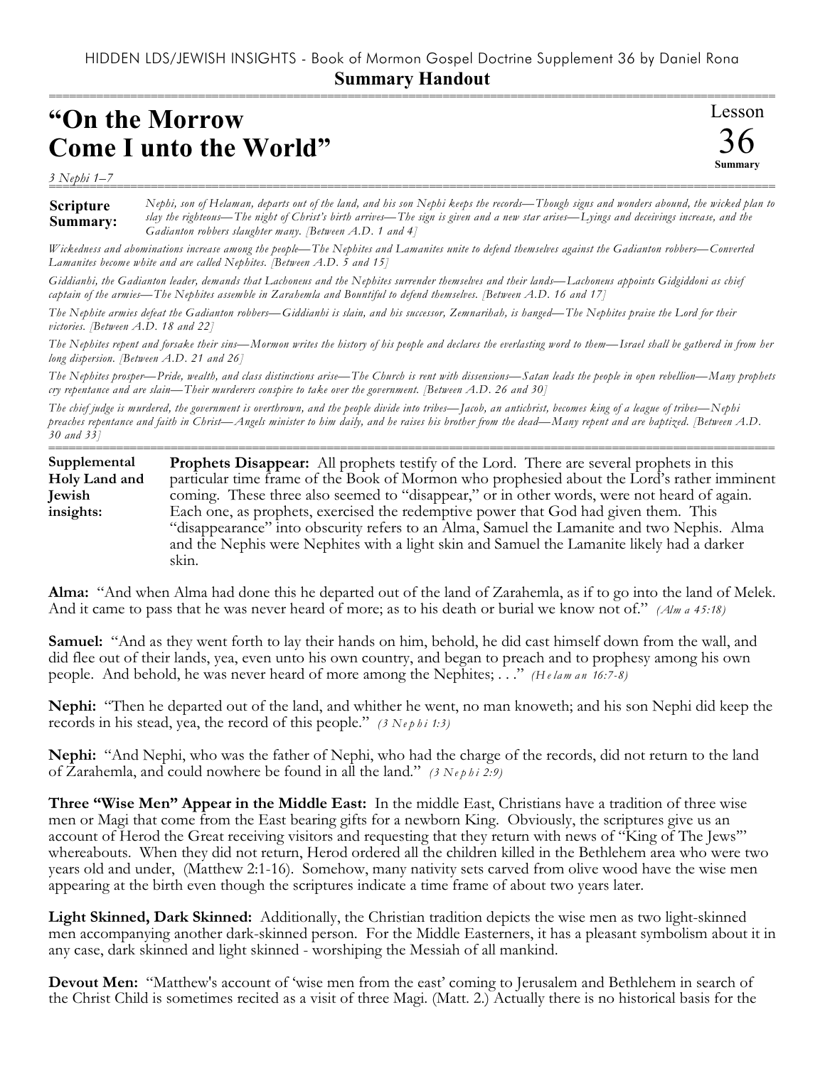HIDDEN LDS/JEWISH INSIGHTS - Book of Mormon Gospel Doctrine Supplement 36 by Daniel Rona

**Summary Handout**

# "On the Morrow Come I unto the World"

Lesson 36 Summary

*3 Nephi 1–7*

**Scripture Summary:** *Nephi, son of Helaman, departs out of the land, and his son Nephi keeps the records—Though signs and wonders abound, the wicked plan to slay the righteous—The night of Christ's birth arrives—The sign is given and a new star arises—Lyings and deceivings increase, and the Gadianton robbers slaughter many. [Between A.D. 1 and 4]*

*Wickedness and abominations increase among the people—The Nephites and Lamanites unite to defend themselves against the Gadianton robbers—Converted Lamanites become white and are called Nephites. [Between A.D. 5 and 15]*

*Giddianhi, the Gadianton leader, demands that Lachoneus and the Nephites surrender themselves and their lands—Lachoneus appoints Gidgiddoni as chief captain of the armies—The Nephites assemble in Zarahemla and Bountiful to defend themselves. [Between A.D. 16 and 17]*

*The Nephite armies defeat the Gadianton robbers—Giddianhi is slain, and his successor, Zemnarihah, is hanged—The Nephites praise the Lord for their victories. [Between A.D. 18 and 22]*

*The Nephites repent and forsake their sins—Mormon writes the history of his people and declares the everlasting word to them—Israel shall be gathered in from her long dispersion. [Between A.D. 21 and 26]*

*The Nephites prosper—Pride, wealth, and class distinctions arise—The Church is rent with dissensions—Satan leads the people in open rebellion—Many prophets cry repentance and are slain—Their murderers conspire to take over the government. [Between A.D. 26 and 30]*

*The chief judge is murdered, the government is overthrown, and the people divide into tribes—Jacob, an antichrist, becomes king of a league of tribes—Nephi preaches repentance and faith in Christ—Angels minister to him daily, and he raises his brother from the dead—Many repent and are baptized. [Between A.D. 30 and 33]*

**Supplemental Holy Land and Jewish insights:** **Prophets Disappear:** All prophets testify of the Lord. There are several prophets in this particular time frame of the Book of Mormon who prophesied about the Lord's rather imminent coming. These three also seemed to "disappear," or in other words, were not heard of again. Each one, as prophets, exercised the redemptive power that God had given them. This "disappearance" into obscurity refers to an Alma, Samuel the Lamanite and two Nephis. Alma and the Nephis were Nephites with a light skin and Samuel the Lamanite likely had a darker skin.

**Alma:** "And when Alma had done this he departed out of the land of Zarahemla, as if to go into the land of Melek. And it came to pass that he was never heard of more; as to his death or burial we know not of." *(Alma 45:18)*

**Samuel:** "And as they went forth to lay their hands on him, behold, he did cast himself down from the wall, and did flee out of their lands, yea, even unto his own country, and began to preach and to prophesy among his own people. And behold, he was never heard of more among the Nephites; . . ." *(Helaman 16:7-8)*

**Nephi:** "Then he departed out of the land, and whither he went, no man knoweth; and his son Nephi did keep the records in his stead, yea, the record of this people." *(3 Nephi 1:3)*

**Nephi:** "And Nephi, who was the father of Nephi, who had the charge of the records, did not return to the land of Zarahemla, and could nowhere be found in all the land." *(3 Nephi 2:9)*

**Three "Wise Men" Appear in the Middle East:** In the middle East, Christians have a tradition of three wise men or Magi that come from the East bearing gifts for a newborn King. Obviously, the scriptures give us an account of Herod the Great receiving visitors and requesting that they return with news of "King of The Jews'" whereabouts. When they did not return, Herod ordered all the children killed in the Bethlehem area who were two years old and under, (Matthew 2:1-16). Somehow, many nativity sets carved from olive wood have the wise men appearing at the birth even though the scriptures indicate a time frame of about two years later.

**Light Skinned, Dark Skinned:** Additionally, the Christian tradition depicts the wise men as two light-skinned men accompanying another dark-skinned person. For the Middle Easterners, it has a pleasant symbolism about it in any case, dark skinned and light skinned - worshiping the Messiah of all mankind.

**Devout Men:** "Matthew's account of 'wise men from the east' coming to Jerusalem and Bethlehem in search of the Christ Child is sometimes recited as a visit of three Magi. (Matt. 2.) Actually there is no historical basis for the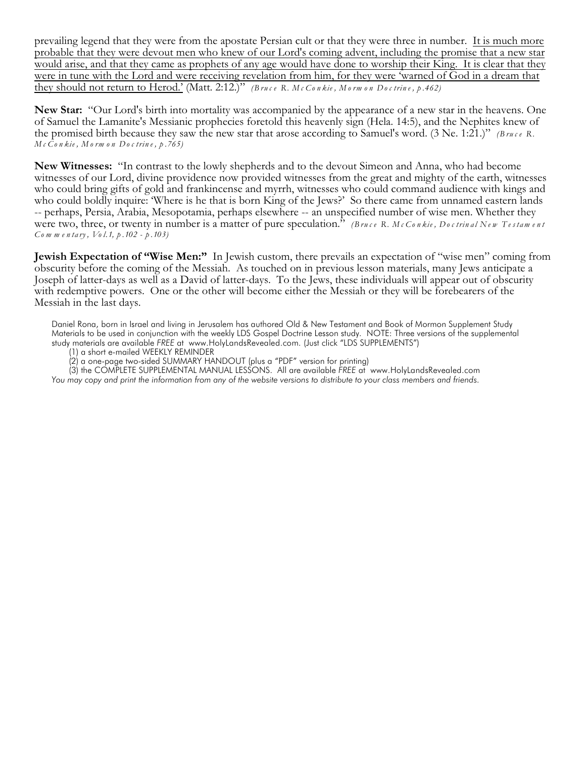prevailing legend that they were from the apostate Persian cult or that they were three in number. <u>It is much more probable that they were devout men who knew of our Lord's coming advent, including the promise that a new star would arise, and that they came as prophets of any age would have done to worship their King. It is clear that they were in tune with the Lord and were receiving revelation from him, for they were 'warned of God in a dream that they should not return to Herod.'</u> (Matt. 2:12.)" *(Bruce R. McConkie, Mormon Doctrine, p.462)*

**New Star:** "Our Lord's birth into mortality was accompanied by the appearance of a new star in the heavens. One of Samuel the Lamanite's Messianic prophecies foretold this heavenly sign (Hela. 14:5), and the Nephites knew of the promised birth because they saw the new star that arose according to Samuel's word. (3 Ne. 1:21.)" *(Bruce R. McConkie, Mormon Doctrine, p.765)*

**New Witnesses:** "In contrast to the lowly shepherds and to the devout Simeon and Anna, who had become witnesses of our Lord, divine providence now provided witnesses from the great and mighty of the earth, witnesses who could bring gifts of gold and frankincense and myrrh, witnesses who could command audience with kings and who could boldly inquire: 'Where is he that is born King of the Jews?' So there came from unnamed eastern lands -- perhaps, Persia, Arabia, Mesopotamia, perhaps elsewhere -- an unspecified number of wise men. Whether they were two, three, or twenty in number is a matter of pure speculation." *(Bruce R. McConkie, Doctrinal New Testament Commentary, Vol.1, p.102 - p.103)*

**Jewish Expectation of "Wise Men:"** In Jewish custom, there prevails an expectation of "wise men" coming from obscurity before the coming of the Messiah. As touched on in previous lesson materials, many Jews anticipate a Joseph of latter-days as well as a David of latter-days. To the Jews, these individuals will appear out of obscurity with redemptive powers. One or the other will become either the Messiah or they will be forebearers of the Messiah in the last days.

Daniel Rona, born in Israel and living in Jerusalem has authored Old & New Testament and Book of Mormon Supplement Study Materials to be used in conjunction with the weekly LDS Gospel Doctrine Lesson study. NOTE: Three versions of the supplemental study materials are available *FREE* at www.HolyLandsRevealed.com. (Just click "LDS SUPPLEMENTS")

(1) a short e-mailed WEEKLY REMINDER
(2) a one-page two-sided SUMMARY HANDOUT (plus a "PDF" version for printing)
(3) the COMPLETE SUPPLEMENTAL MANUAL LESSONS. All are available *FREE* at www.HolyLandsRevealed.com

*You may copy and print the information from any of the website versions to distribute to your class members and friends.*